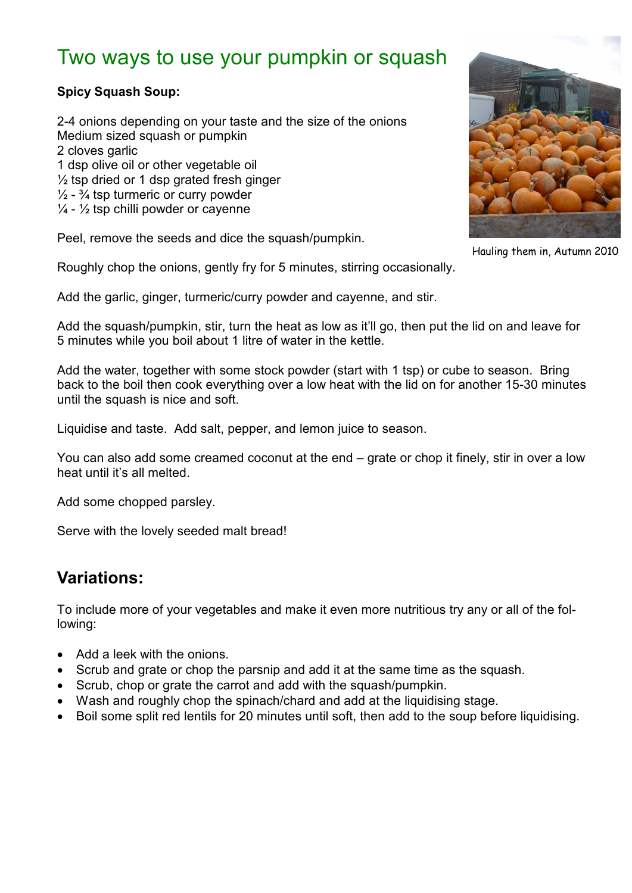# Two ways to use your pumpkin or squash

**Spicy Squash Soup:**

2-4 onions depending on your taste and the size of the onions
Medium sized squash or pumpkin
2 cloves garlic
1 dsp olive oil or other vegetable oil
½ tsp dried or 1 dsp grated fresh ginger
½ - ¾ tsp turmeric or curry powder
¼ - ½ tsp chilli powder or cayenne

Hauling them in, Autumn 2010

Peel, remove the seeds and dice the squash/pumpkin.

Roughly chop the onions, gently fry for 5 minutes, stirring occasionally.

Add the garlic, ginger, turmeric/curry powder and cayenne, and stir.

Add the squash/pumpkin, stir, turn the heat as low as it'll go, then put the lid on and leave for 5 minutes while you boil about 1 litre of water in the kettle.

Add the water, together with some stock powder (start with 1 tsp) or cube to season. Bring back to the boil then cook everything over a low heat with the lid on for another 15-30 minutes until the squash is nice and soft.

Liquidise and taste. Add salt, pepper, and lemon juice to season.

You can also add some creamed coconut at the end – grate or chop it finely, stir in over a low heat until it's all melted.

Add some chopped parsley.

Serve with the lovely seeded malt bread!

## Variations:

To include more of your vegetables and make it even more nutritious try any or all of the following:

- Add a leek with the onions.
- Scrub and grate or chop the parsnip and add it at the same time as the squash.
- Scrub, chop or grate the carrot and add with the squash/pumpkin.
- Wash and roughly chop the spinach/chard and add at the liquidising stage.
- Boil some split red lentils for 20 minutes until soft, then add to the soup before liquidising.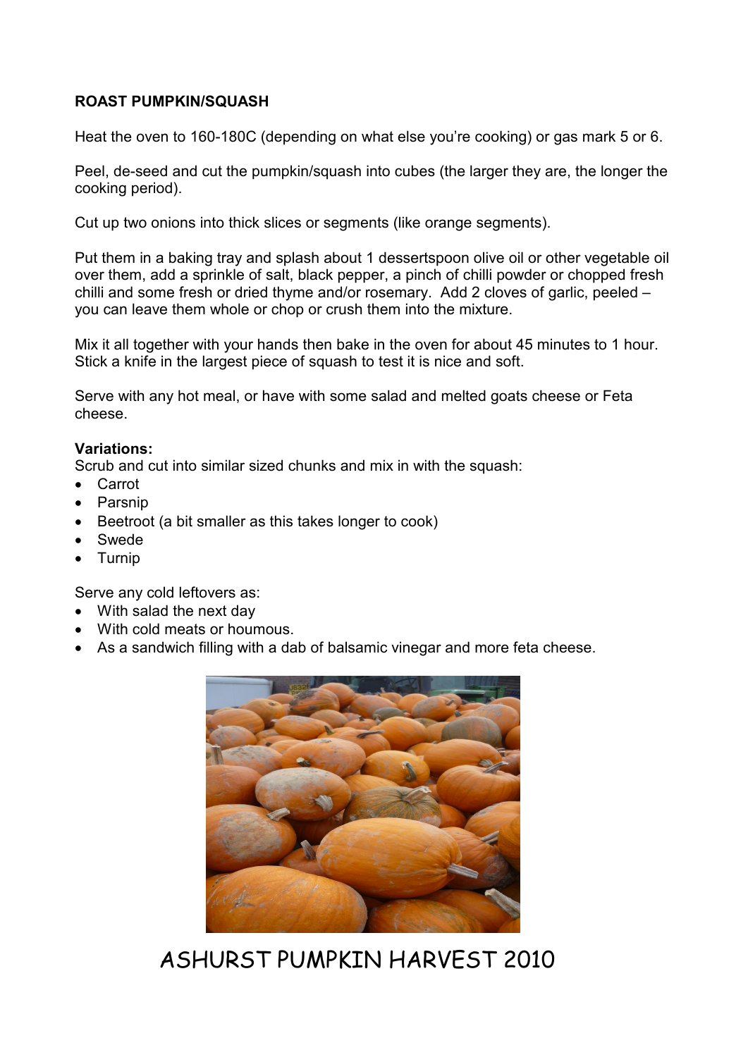**ROAST PUMPKIN/SQUASH**

Heat the oven to 160-180C (depending on what else you're cooking) or gas mark 5 or 6.

Peel, de-seed and cut the pumpkin/squash into cubes (the larger they are, the longer the cooking period).

Cut up two onions into thick slices or segments (like orange segments).

Put them in a baking tray and splash about 1 dessertspoon olive oil or other vegetable oil over them, add a sprinkle of salt, black pepper, a pinch of chilli powder or chopped fresh chilli and some fresh or dried thyme and/or rosemary. Add 2 cloves of garlic, peeled – you can leave them whole or chop or crush them into the mixture.

Mix it all together with your hands then bake in the oven for about 45 minutes to 1 hour. Stick a knife in the largest piece of squash to test it is nice and soft.

Serve with any hot meal, or have with some salad and melted goats cheese or Feta cheese.

**Variations:**

Scrub and cut into similar sized chunks and mix in with the squash:

- Carrot
- Parsnip
- Beetroot (a bit smaller as this takes longer to cook)
- Swede
- Turnip

Serve any cold leftovers as:

- With salad the next day
- With cold meats or houmous.
- As a sandwich filling with a dab of balsamic vinegar and more feta cheese.

ASHURST PUMPKIN HARVEST 2010